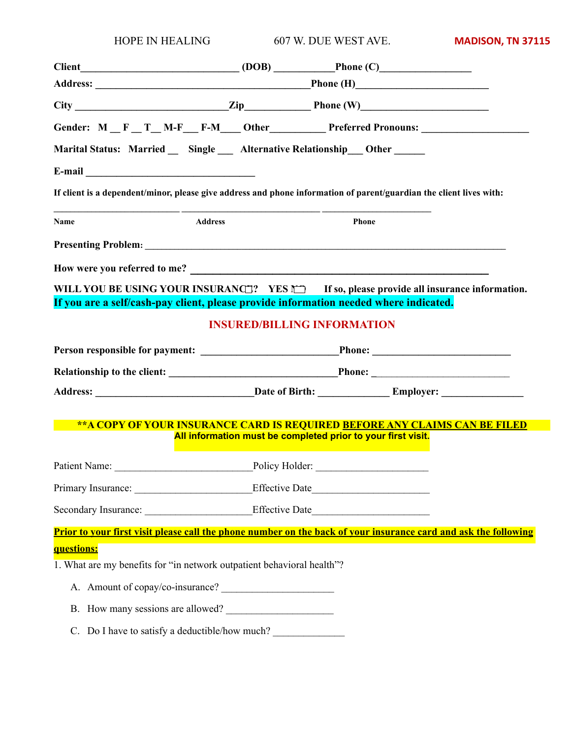HOPE IN HEALING 607 W. DUE WEST AVE. **MADISON, TN 37115**

**Client______________________________ (DOB) ___________Phone (C)_________________**

**Address: _________________________________________Phone (H)________________________**

**City ____________________________Zip___________ Phone (W)_______________________**

**Gender: M __ F __ T__ M-F___ F-M____ Other__________ Preferred Pronouns: ____________________**

**Marital Status: Married __ Single ___ Alternative Relationship___ Other ______**

**E-mail ________________________________**

**If client is a dependent/minor, please give address and phone information of parent/guardian the client lives with:**

________________________ __________________________ ____________________

**Name** **Address** **Phone**

**Presenting Problem: __________________________________________________________________________**

**How were you referred to me? ________________________________________________________**

**WILL YOU BE USING YOUR INSURANCE? YES NO If so, please provide all insurance information.**

**If you are a self/cash-pay client, please provide information needed where indicated.**

## INSURED/BILLING INFORMATION

**Person responsible for payment: __________________________Phone: __________________________**

**Relationship to the client: ________________________________Phone: __________________________**

**Address: ______________________________Date of Birth: _____________ Employer: _______________**

**\*\*A COPY OF YOUR INSURANCE CARD IS REQUIRED BEFORE ANY CLAIMS CAN BE FILED**

**All information must be completed prior to your first visit.**

Patient Name: ___________________________Policy Holder: _____________________

Primary Insurance: ______________________Effective Date______________________

Secondary Insurance: ____________________Effective Date______________________

**Prior to your first visit please call the phone number on the back of your insurance card and ask the following questions:**

1. What are my benefits for "in network outpatient behavioral health"?

   A. Amount of copay/co-insurance? _____________________

   B. How many sessions are allowed? _____________________

   C. Do I have to satisfy a deductible/how much? _____________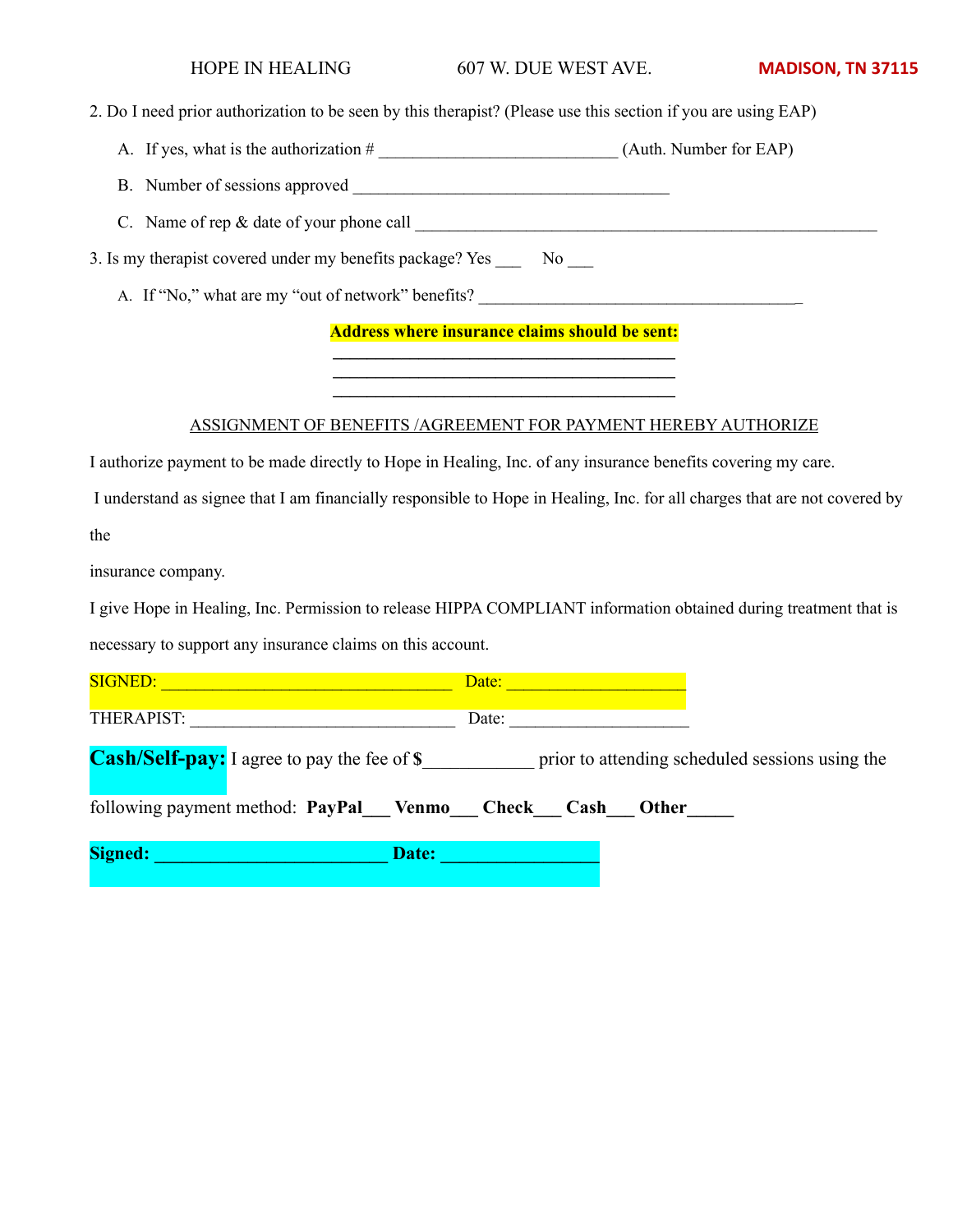HOPE IN HEALING 607 W. DUE WEST AVE. MADISON, TN 37115

2. Do I need prior authorization to be seen by this therapist? (Please use this section if you are using EAP)

   A. If yes, what is the authorization # ___________________________ (Auth. Number for EAP)

   B. Number of sessions approved ____________________________________

   C. Name of rep & date of your phone call ____________________________________________________

3. Is my therapist covered under my benefits package? Yes ___ No ___

   A. If "No," what are my "out of network" benefits? ____________________________________

**Address where insurance claims should be sent:**

**_______________________________________**

**_______________________________________**

**_______________________________________**

ASSIGNMENT OF BENEFITS /AGREEMENT FOR PAYMENT HEREBY AUTHORIZE

I authorize payment to be made directly to Hope in Healing, Inc. of any insurance benefits covering my care.

I understand as signee that I am financially responsible to Hope in Healing, Inc. for all charges that are not covered by the

insurance company.

I give Hope in Healing, Inc. Permission to release HIPPA COMPLIANT information obtained during treatment that is necessary to support any insurance claims on this account.

SIGNED: _________________________________ Date: ___________________

THERAPIST: ______________________________ Date: ____________________

**Cash/Self-pay:** I agree to pay the fee of **$**___________ prior to attending scheduled sessions using the following payment method: **PayPal___ Venmo___ Check___ Cash___ Other_____**

**Signed: _________________________ Date: _________________**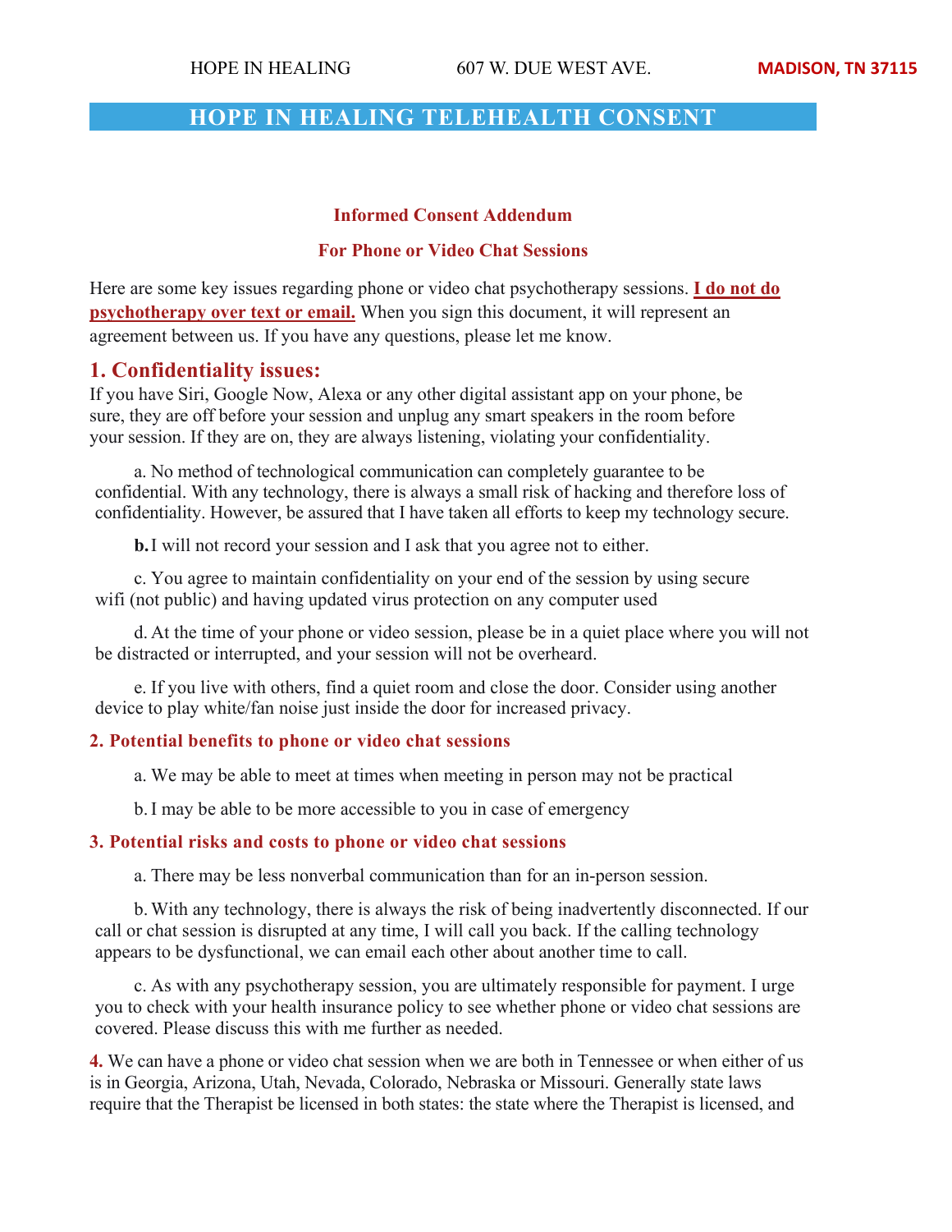# HOPE IN HEALING TELEHEALTH CONSENT

**Informed Consent Addendum**

**For Phone or Video Chat Sessions**

Here are some key issues regarding phone or video chat psychotherapy sessions. **I do not do psychotherapy over text or email.** When you sign this document, it will represent an agreement between us. If you have any questions, please let me know.

## 1. Confidentiality issues:

If you have Siri, Google Now, Alexa or any other digital assistant app on your phone, be sure, they are off before your session and unplug any smart speakers in the room before your session. If they are on, they are always listening, violating your confidentiality.

a. No method of technological communication can completely guarantee to be confidential. With any technology, there is always a small risk of hacking and therefore loss of confidentiality. However, be assured that I have taken all efforts to keep my technology secure.

**b.** I will not record your session and I ask that you agree not to either.

c. You agree to maintain confidentiality on your end of the session by using secure wifi (not public) and having updated virus protection on any computer used

d. At the time of your phone or video session, please be in a quiet place where you will not be distracted or interrupted, and your session will not be overheard.

e. If you live with others, find a quiet room and close the door. Consider using another device to play white/fan noise just inside the door for increased privacy.

### 2. Potential benefits to phone or video chat sessions

a. We may be able to meet at times when meeting in person may not be practical

b. I may be able to be more accessible to you in case of emergency

### 3. Potential risks and costs to phone or video chat sessions

a. There may be less nonverbal communication than for an in-person session.

b. With any technology, there is always the risk of being inadvertently disconnected. If our call or chat session is disrupted at any time, I will call you back. If the calling technology appears to be dysfunctional, we can email each other about another time to call.

c. As with any psychotherapy session, you are ultimately responsible for payment. I urge you to check with your health insurance policy to see whether phone or video chat sessions are covered. Please discuss this with me further as needed.

**4.** We can have a phone or video chat session when we are both in Tennessee or when either of us is in Georgia, Arizona, Utah, Nevada, Colorado, Nebraska or Missouri. Generally state laws require that the Therapist be licensed in both states: the state where the Therapist is licensed, and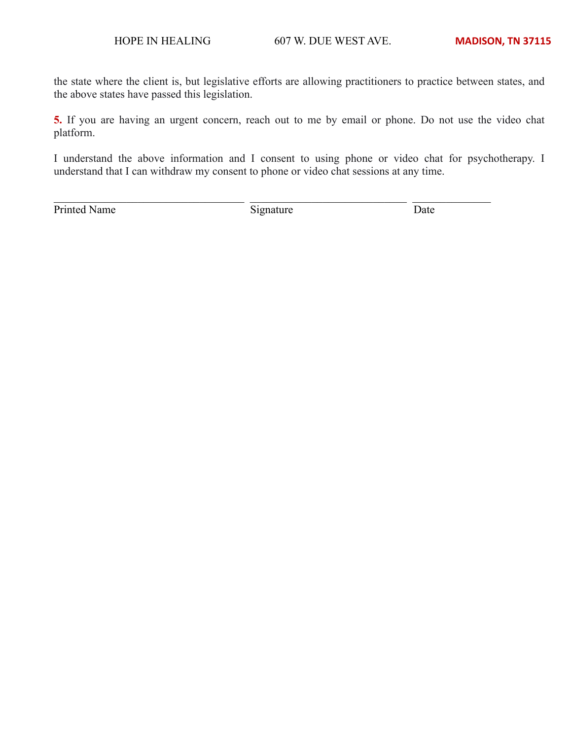the state where the client is, but legislative efforts are allowing practitioners to practice between states, and the above states have passed this legislation.

**5.** If you are having an urgent concern, reach out to me by email or phone. Do not use the video chat platform.

I understand the above information and I consent to using phone or video chat for psychotherapy. I understand that I can withdraw my consent to phone or video chat sessions at any time.

| | | |
|---|---|---|
| \_\_\_\_\_\_\_\_\_\_\_\_\_\_\_\_\_\_\_\_\_\_\_\_\_\_\_\_\_\_\_\_\_\_ | \_\_\_\_\_\_\_\_\_\_\_\_\_\_\_\_\_\_\_\_\_\_\_\_\_\_\_\_\_\_ | \_\_\_\_\_\_\_\_\_\_\_\_\_\_\_ |
| Printed Name | Signature | Date |